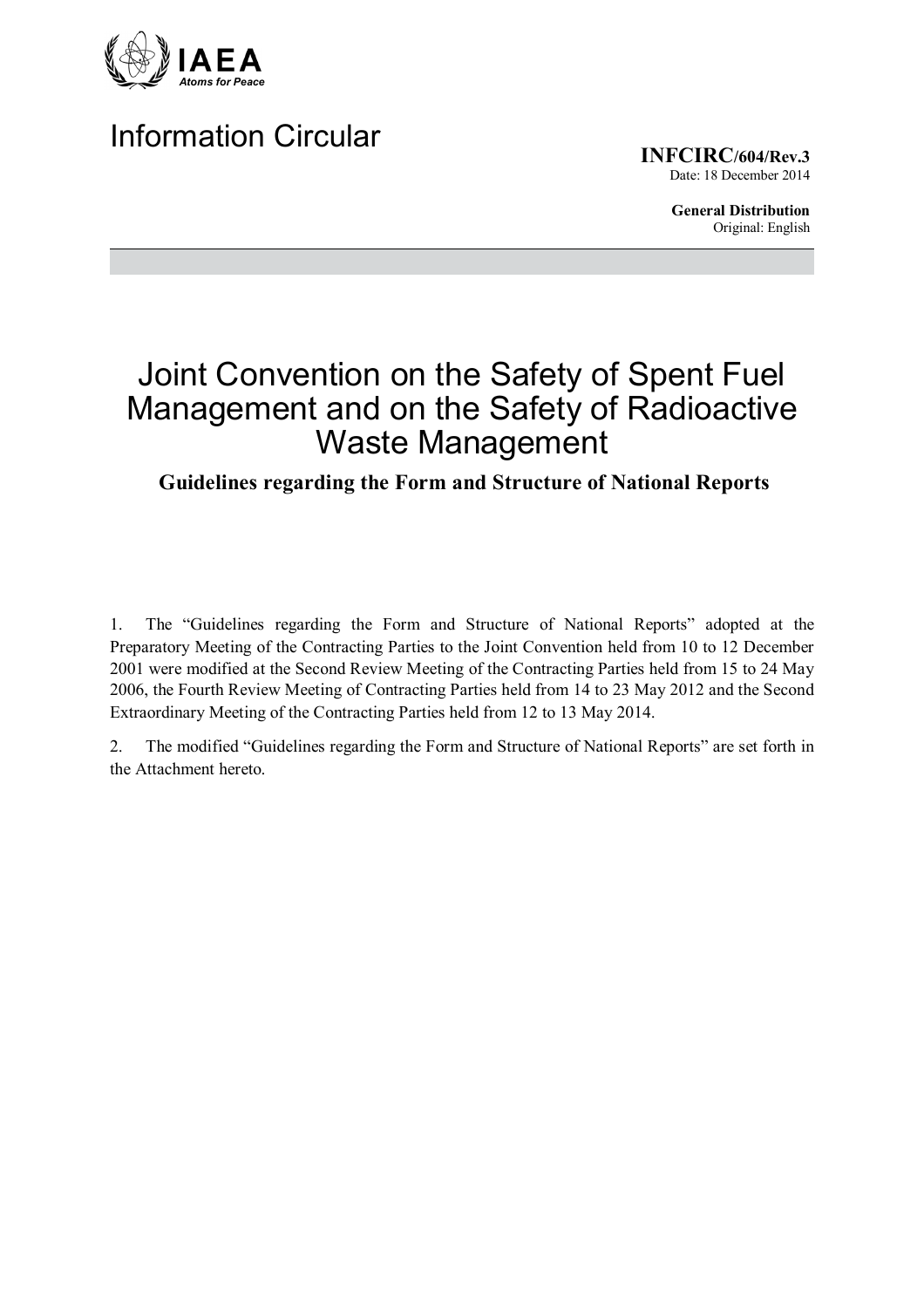IAEA

*Atoms for Peace*

# Information Circular

**INFCIRC/604/Rev.3**
Date: 18 December 2014

**General Distribution**
Original: English

# Joint Convention on the Safety of Spent Fuel Management and on the Safety of Radioactive Waste Management

## Guidelines regarding the Form and Structure of National Reports

1. The "Guidelines regarding the Form and Structure of National Reports" adopted at the Preparatory Meeting of the Contracting Parties to the Joint Convention held from 10 to 12 December 2001 were modified at the Second Review Meeting of the Contracting Parties held from 15 to 24 May 2006, the Fourth Review Meeting of Contracting Parties held from 14 to 23 May 2012 and the Second Extraordinary Meeting of the Contracting Parties held from 12 to 13 May 2014.

2. The modified "Guidelines regarding the Form and Structure of National Reports" are set forth in the Attachment hereto.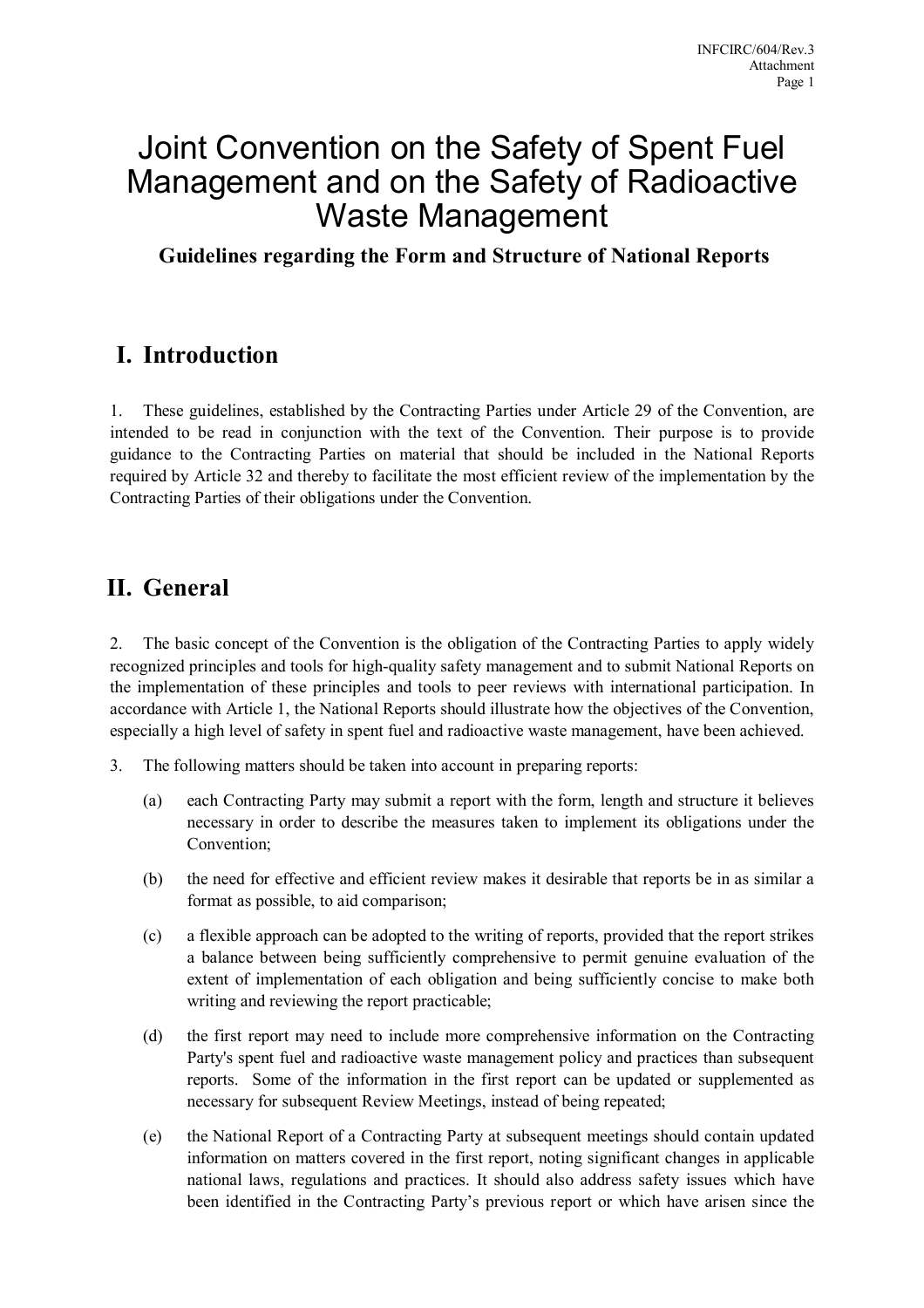# Joint Convention on the Safety of Spent Fuel Management and on the Safety of Radioactive Waste Management

**Guidelines regarding the Form and Structure of National Reports**

## I. Introduction

1. These guidelines, established by the Contracting Parties under Article 29 of the Convention, are intended to be read in conjunction with the text of the Convention. Their purpose is to provide guidance to the Contracting Parties on material that should be included in the National Reports required by Article 32 and thereby to facilitate the most efficient review of the implementation by the Contracting Parties of their obligations under the Convention.

## II. General

2. The basic concept of the Convention is the obligation of the Contracting Parties to apply widely recognized principles and tools for high-quality safety management and to submit National Reports on the implementation of these principles and tools to peer reviews with international participation. In accordance with Article 1, the National Reports should illustrate how the objectives of the Convention, especially a high level of safety in spent fuel and radioactive waste management, have been achieved.

3. The following matters should be taken into account in preparing reports:

   (a) each Contracting Party may submit a report with the form, length and structure it believes necessary in order to describe the measures taken to implement its obligations under the Convention;

   (b) the need for effective and efficient review makes it desirable that reports be in as similar a format as possible, to aid comparison;

   (c) a flexible approach can be adopted to the writing of reports, provided that the report strikes a balance between being sufficiently comprehensive to permit genuine evaluation of the extent of implementation of each obligation and being sufficiently concise to make both writing and reviewing the report practicable;

   (d) the first report may need to include more comprehensive information on the Contracting Party's spent fuel and radioactive waste management policy and practices than subsequent reports. Some of the information in the first report can be updated or supplemented as necessary for subsequent Review Meetings, instead of being repeated;

   (e) the National Report of a Contracting Party at subsequent meetings should contain updated information on matters covered in the first report, noting significant changes in applicable national laws, regulations and practices. It should also address safety issues which have been identified in the Contracting Party's previous report or which have arisen since the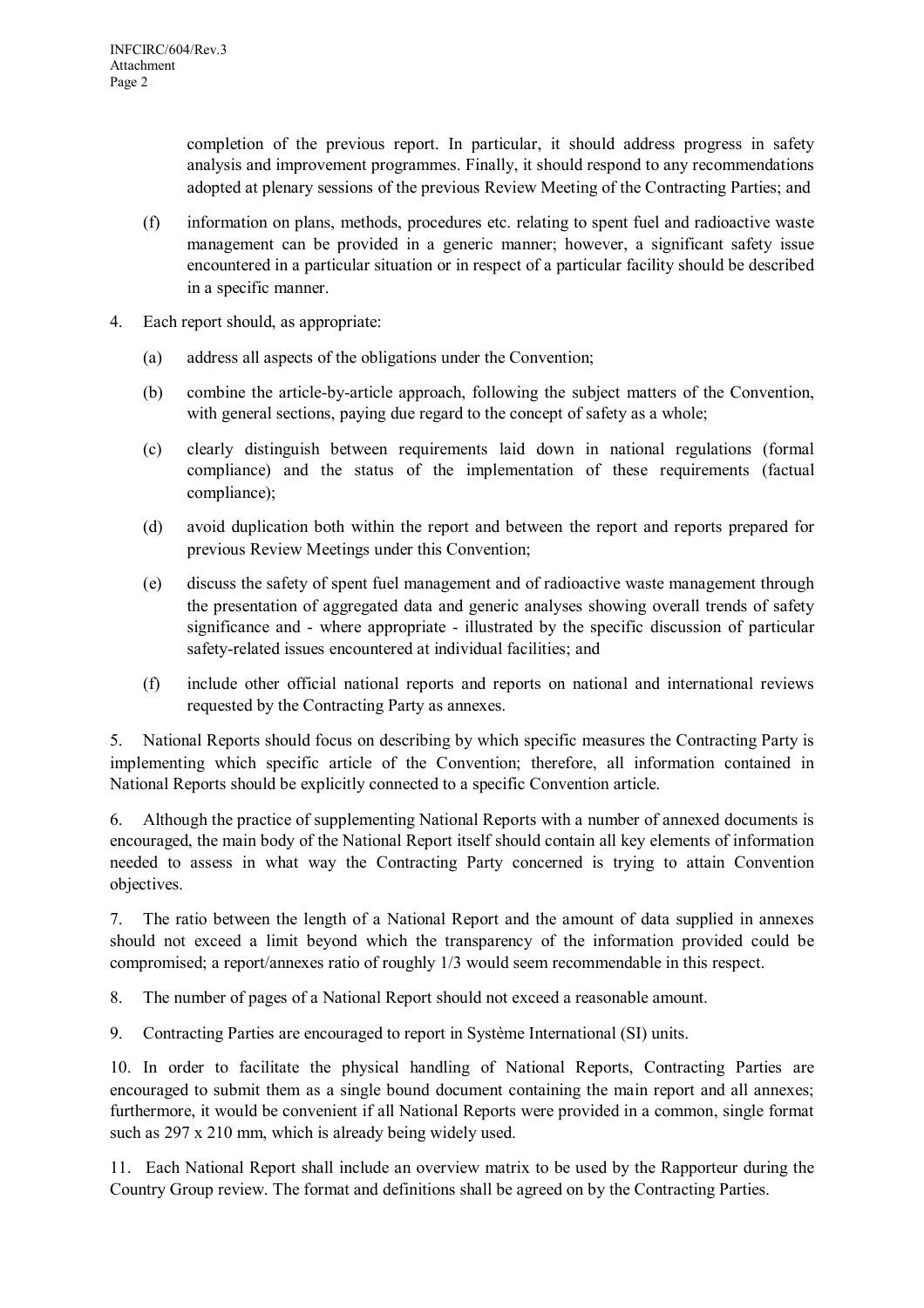completion of the previous report. In particular, it should address progress in safety analysis and improvement programmes. Finally, it should respond to any recommendations adopted at plenary sessions of the previous Review Meeting of the Contracting Parties; and

(f) information on plans, methods, procedures etc. relating to spent fuel and radioactive waste management can be provided in a generic manner; however, a significant safety issue encountered in a particular situation or in respect of a particular facility should be described in a specific manner.

4. Each report should, as appropriate:

(a) address all aspects of the obligations under the Convention;

(b) combine the article-by-article approach, following the subject matters of the Convention, with general sections, paying due regard to the concept of safety as a whole;

(c) clearly distinguish between requirements laid down in national regulations (formal compliance) and the status of the implementation of these requirements (factual compliance);

(d) avoid duplication both within the report and between the report and reports prepared for previous Review Meetings under this Convention;

(e) discuss the safety of spent fuel management and of radioactive waste management through the presentation of aggregated data and generic analyses showing overall trends of safety significance and - where appropriate - illustrated by the specific discussion of particular safety-related issues encountered at individual facilities; and

(f) include other official national reports and reports on national and international reviews requested by the Contracting Party as annexes.

5. National Reports should focus on describing by which specific measures the Contracting Party is implementing which specific article of the Convention; therefore, all information contained in National Reports should be explicitly connected to a specific Convention article.

6. Although the practice of supplementing National Reports with a number of annexed documents is encouraged, the main body of the National Report itself should contain all key elements of information needed to assess in what way the Contracting Party concerned is trying to attain Convention objectives.

7. The ratio between the length of a National Report and the amount of data supplied in annexes should not exceed a limit beyond which the transparency of the information provided could be compromised; a report/annexes ratio of roughly 1/3 would seem recommendable in this respect.

8. The number of pages of a National Report should not exceed a reasonable amount.

9. Contracting Parties are encouraged to report in Système International (SI) units.

10. In order to facilitate the physical handling of National Reports, Contracting Parties are encouraged to submit them as a single bound document containing the main report and all annexes; furthermore, it would be convenient if all National Reports were provided in a common, single format such as 297 x 210 mm, which is already being widely used.

11. Each National Report shall include an overview matrix to be used by the Rapporteur during the Country Group review. The format and definitions shall be agreed on by the Contracting Parties.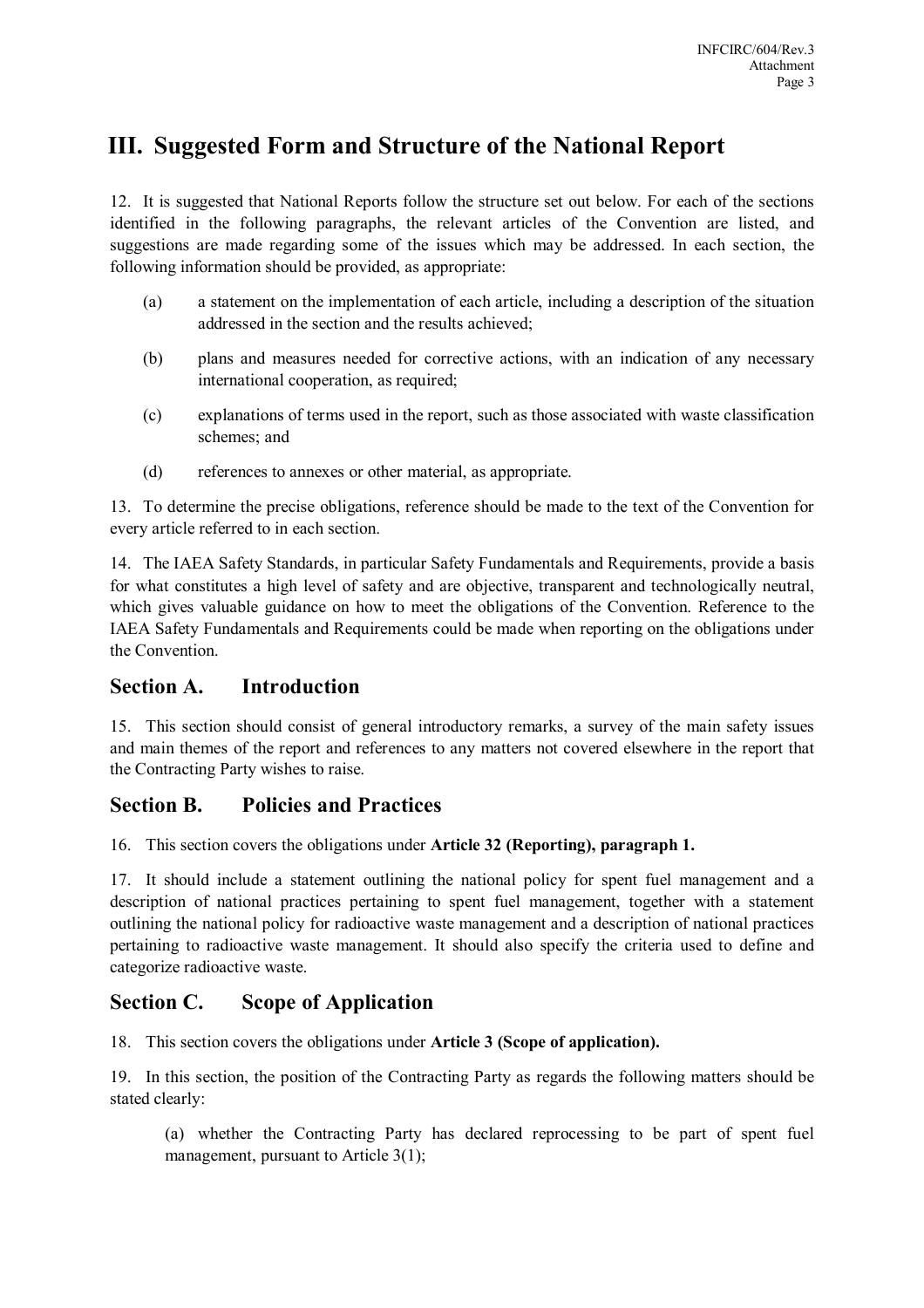# III. Suggested Form and Structure of the National Report

12. It is suggested that National Reports follow the structure set out below. For each of the sections identified in the following paragraphs, the relevant articles of the Convention are listed, and suggestions are made regarding some of the issues which may be addressed. In each section, the following information should be provided, as appropriate:

(a) a statement on the implementation of each article, including a description of the situation addressed in the section and the results achieved;

(b) plans and measures needed for corrective actions, with an indication of any necessary international cooperation, as required;

(c) explanations of terms used in the report, such as those associated with waste classification schemes; and

(d) references to annexes or other material, as appropriate.

13. To determine the precise obligations, reference should be made to the text of the Convention for every article referred to in each section.

14. The IAEA Safety Standards, in particular Safety Fundamentals and Requirements, provide a basis for what constitutes a high level of safety and are objective, transparent and technologically neutral, which gives valuable guidance on how to meet the obligations of the Convention. Reference to the IAEA Safety Fundamentals and Requirements could be made when reporting on the obligations under the Convention.

## Section A. Introduction

15. This section should consist of general introductory remarks, a survey of the main safety issues and main themes of the report and references to any matters not covered elsewhere in the report that the Contracting Party wishes to raise.

## Section B. Policies and Practices

16. This section covers the obligations under **Article 32 (Reporting), paragraph 1.**

17. It should include a statement outlining the national policy for spent fuel management and a description of national practices pertaining to spent fuel management, together with a statement outlining the national policy for radioactive waste management and a description of national practices pertaining to radioactive waste management. It should also specify the criteria used to define and categorize radioactive waste.

## Section C. Scope of Application

18. This section covers the obligations under **Article 3 (Scope of application).**

19. In this section, the position of the Contracting Party as regards the following matters should be stated clearly:

(a) whether the Contracting Party has declared reprocessing to be part of spent fuel management, pursuant to Article 3(1);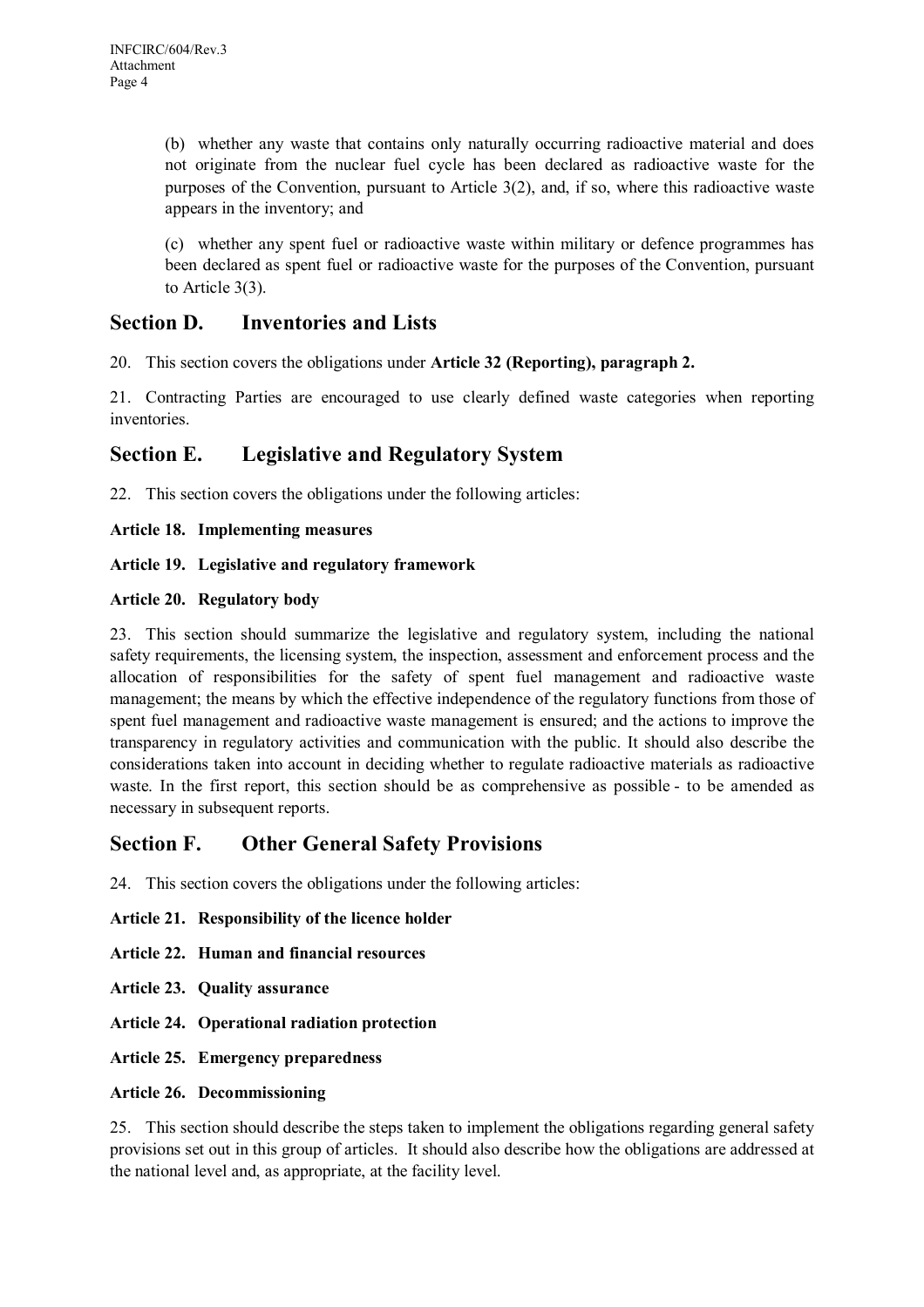(b) whether any waste that contains only naturally occurring radioactive material and does not originate from the nuclear fuel cycle has been declared as radioactive waste for the purposes of the Convention, pursuant to Article 3(2), and, if so, where this radioactive waste appears in the inventory; and

(c) whether any spent fuel or radioactive waste within military or defence programmes has been declared as spent fuel or radioactive waste for the purposes of the Convention, pursuant to Article 3(3).

## Section D. Inventories and Lists

20. This section covers the obligations under **Article 32 (Reporting), paragraph 2.**

21. Contracting Parties are encouraged to use clearly defined waste categories when reporting inventories.

## Section E. Legislative and Regulatory System

22. This section covers the obligations under the following articles:

**Article 18. Implementing measures**

**Article 19. Legislative and regulatory framework**

**Article 20. Regulatory body**

23. This section should summarize the legislative and regulatory system, including the national safety requirements, the licensing system, the inspection, assessment and enforcement process and the allocation of responsibilities for the safety of spent fuel management and radioactive waste management; the means by which the effective independence of the regulatory functions from those of spent fuel management and radioactive waste management is ensured; and the actions to improve the transparency in regulatory activities and communication with the public. It should also describe the considerations taken into account in deciding whether to regulate radioactive materials as radioactive waste. In the first report, this section should be as comprehensive as possible - to be amended as necessary in subsequent reports.

## Section F. Other General Safety Provisions

24. This section covers the obligations under the following articles:

**Article 21. Responsibility of the licence holder**

**Article 22. Human and financial resources**

**Article 23. Quality assurance**

**Article 24. Operational radiation protection**

**Article 25. Emergency preparedness**

**Article 26. Decommissioning**

25. This section should describe the steps taken to implement the obligations regarding general safety provisions set out in this group of articles. It should also describe how the obligations are addressed at the national level and, as appropriate, at the facility level.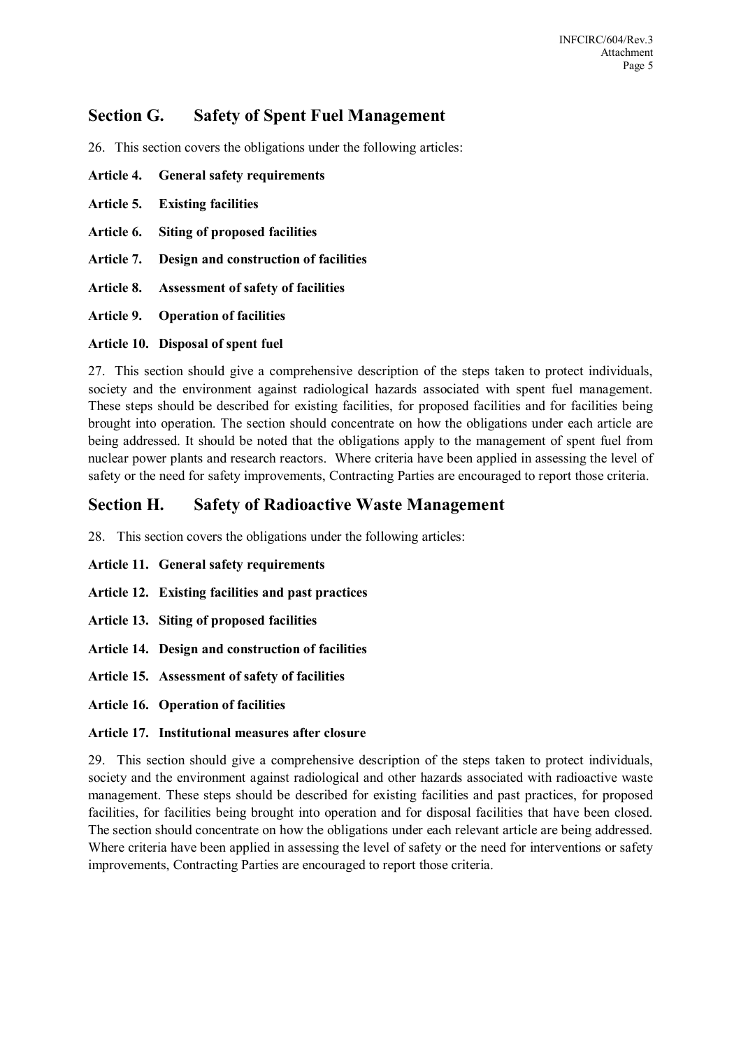## Section G. Safety of Spent Fuel Management

26. This section covers the obligations under the following articles:

**Article 4. General safety requirements**

**Article 5. Existing facilities**

**Article 6. Siting of proposed facilities**

**Article 7. Design and construction of facilities**

**Article 8. Assessment of safety of facilities**

**Article 9. Operation of facilities**

**Article 10. Disposal of spent fuel**

27. This section should give a comprehensive description of the steps taken to protect individuals, society and the environment against radiological hazards associated with spent fuel management. These steps should be described for existing facilities, for proposed facilities and for facilities being brought into operation. The section should concentrate on how the obligations under each article are being addressed. It should be noted that the obligations apply to the management of spent fuel from nuclear power plants and research reactors. Where criteria have been applied in assessing the level of safety or the need for safety improvements, Contracting Parties are encouraged to report those criteria.

## Section H. Safety of Radioactive Waste Management

28. This section covers the obligations under the following articles:

**Article 11. General safety requirements**

**Article 12. Existing facilities and past practices**

**Article 13. Siting of proposed facilities**

**Article 14. Design and construction of facilities**

**Article 15. Assessment of safety of facilities**

**Article 16. Operation of facilities**

**Article 17. Institutional measures after closure**

29. This section should give a comprehensive description of the steps taken to protect individuals, society and the environment against radiological and other hazards associated with radioactive waste management. These steps should be described for existing facilities and past practices, for proposed facilities, for facilities being brought into operation and for disposal facilities that have been closed. The section should concentrate on how the obligations under each relevant article are being addressed. Where criteria have been applied in assessing the level of safety or the need for interventions or safety improvements, Contracting Parties are encouraged to report those criteria.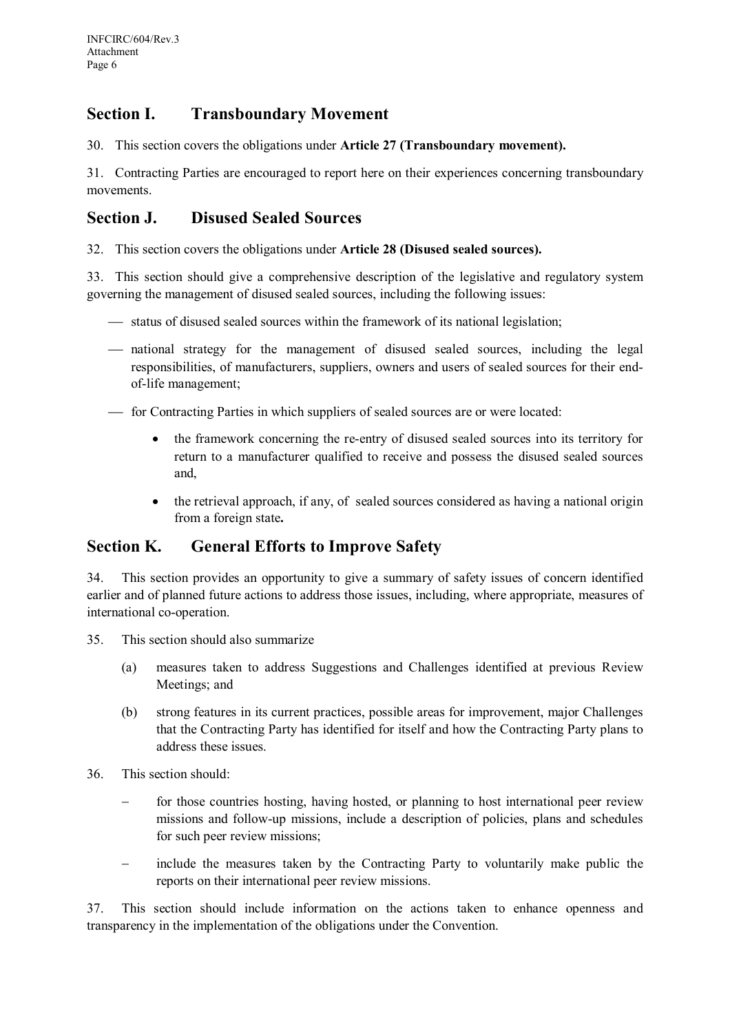## Section I. Transboundary Movement

30. This section covers the obligations under **Article 27 (Transboundary movement).**

31. Contracting Parties are encouraged to report here on their experiences concerning transboundary movements.

## Section J. Disused Sealed Sources

32. This section covers the obligations under **Article 28 (Disused sealed sources).**

33. This section should give a comprehensive description of the legislative and regulatory system governing the management of disused sealed sources, including the following issues:

- status of disused sealed sources within the framework of its national legislation;
- national strategy for the management of disused sealed sources, including the legal responsibilities, of manufacturers, suppliers, owners and users of sealed sources for their end-of-life management;
- for Contracting Parties in which suppliers of sealed sources are or were located:
  - the framework concerning the re-entry of disused sealed sources into its territory for return to a manufacturer qualified to receive and possess the disused sealed sources and,
  - the retrieval approach, if any, of sealed sources considered as having a national origin from a foreign state**.**

## Section K. General Efforts to Improve Safety

34. This section provides an opportunity to give a summary of safety issues of concern identified earlier and of planned future actions to address those issues, including, where appropriate, measures of international co-operation.

35. This section should also summarize

(a) measures taken to address Suggestions and Challenges identified at previous Review Meetings; and

(b) strong features in its current practices, possible areas for improvement, major Challenges that the Contracting Party has identified for itself and how the Contracting Party plans to address these issues.

36. This section should:

- for those countries hosting, having hosted, or planning to host international peer review missions and follow-up missions, include a description of policies, plans and schedules for such peer review missions;
- include the measures taken by the Contracting Party to voluntarily make public the reports on their international peer review missions.

37. This section should include information on the actions taken to enhance openness and transparency in the implementation of the obligations under the Convention.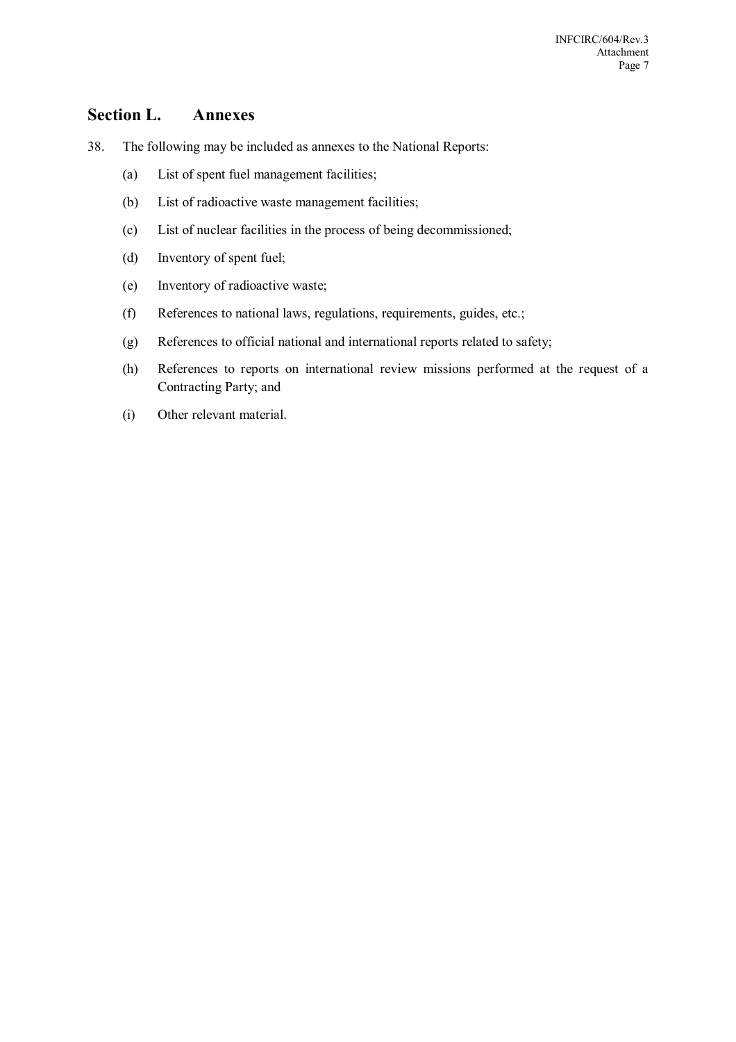## Section L. Annexes

38. The following may be included as annexes to the National Reports:

    (a) List of spent fuel management facilities;

    (b) List of radioactive waste management facilities;

    (c) List of nuclear facilities in the process of being decommissioned;

    (d) Inventory of spent fuel;

    (e) Inventory of radioactive waste;

    (f) References to national laws, regulations, requirements, guides, etc.;

    (g) References to official national and international reports related to safety;

    (h) References to reports on international review missions performed at the request of a Contracting Party; and

    (i) Other relevant material.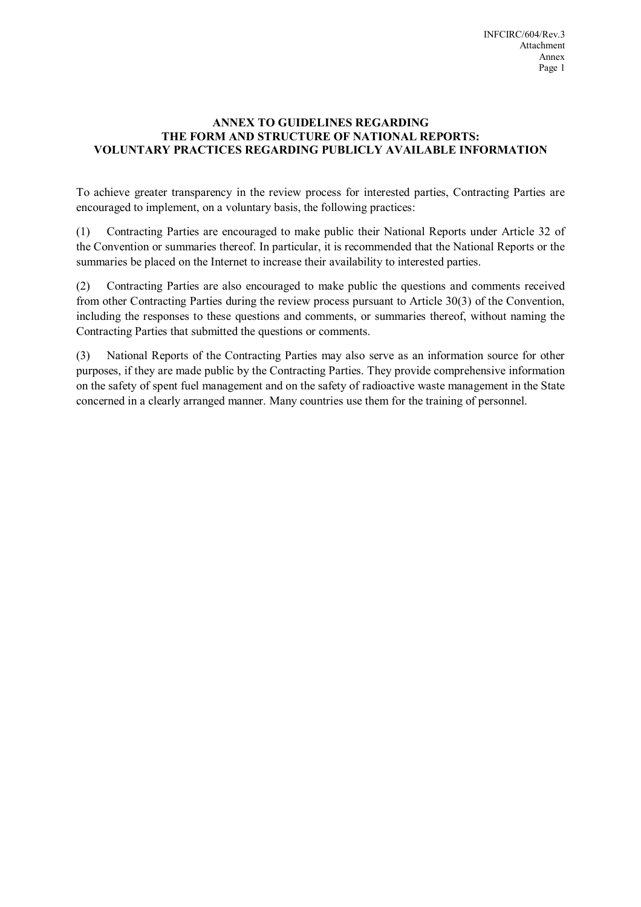# ANNEX TO GUIDELINES REGARDING THE FORM AND STRUCTURE OF NATIONAL REPORTS: VOLUNTARY PRACTICES REGARDING PUBLICLY AVAILABLE INFORMATION

To achieve greater transparency in the review process for interested parties, Contracting Parties are encouraged to implement, on a voluntary basis, the following practices:

(1) Contracting Parties are encouraged to make public their National Reports under Article 32 of the Convention or summaries thereof. In particular, it is recommended that the National Reports or the summaries be placed on the Internet to increase their availability to interested parties.

(2) Contracting Parties are also encouraged to make public the questions and comments received from other Contracting Parties during the review process pursuant to Article 30(3) of the Convention, including the responses to these questions and comments, or summaries thereof, without naming the Contracting Parties that submitted the questions or comments.

(3) National Reports of the Contracting Parties may also serve as an information source for other purposes, if they are made public by the Contracting Parties. They provide comprehensive information on the safety of spent fuel management and on the safety of radioactive waste management in the State concerned in a clearly arranged manner. Many countries use them for the training of personnel.